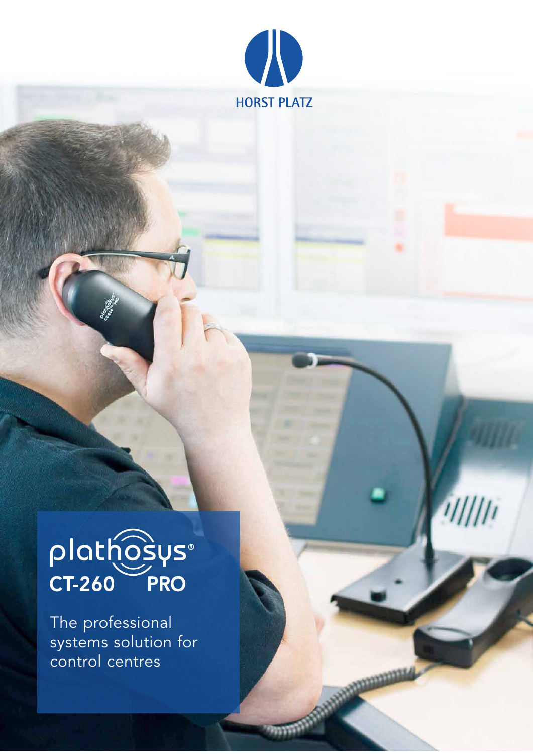HORST PLATZ

# plathosys® CT-260 PRO

The professional systems solution for control centres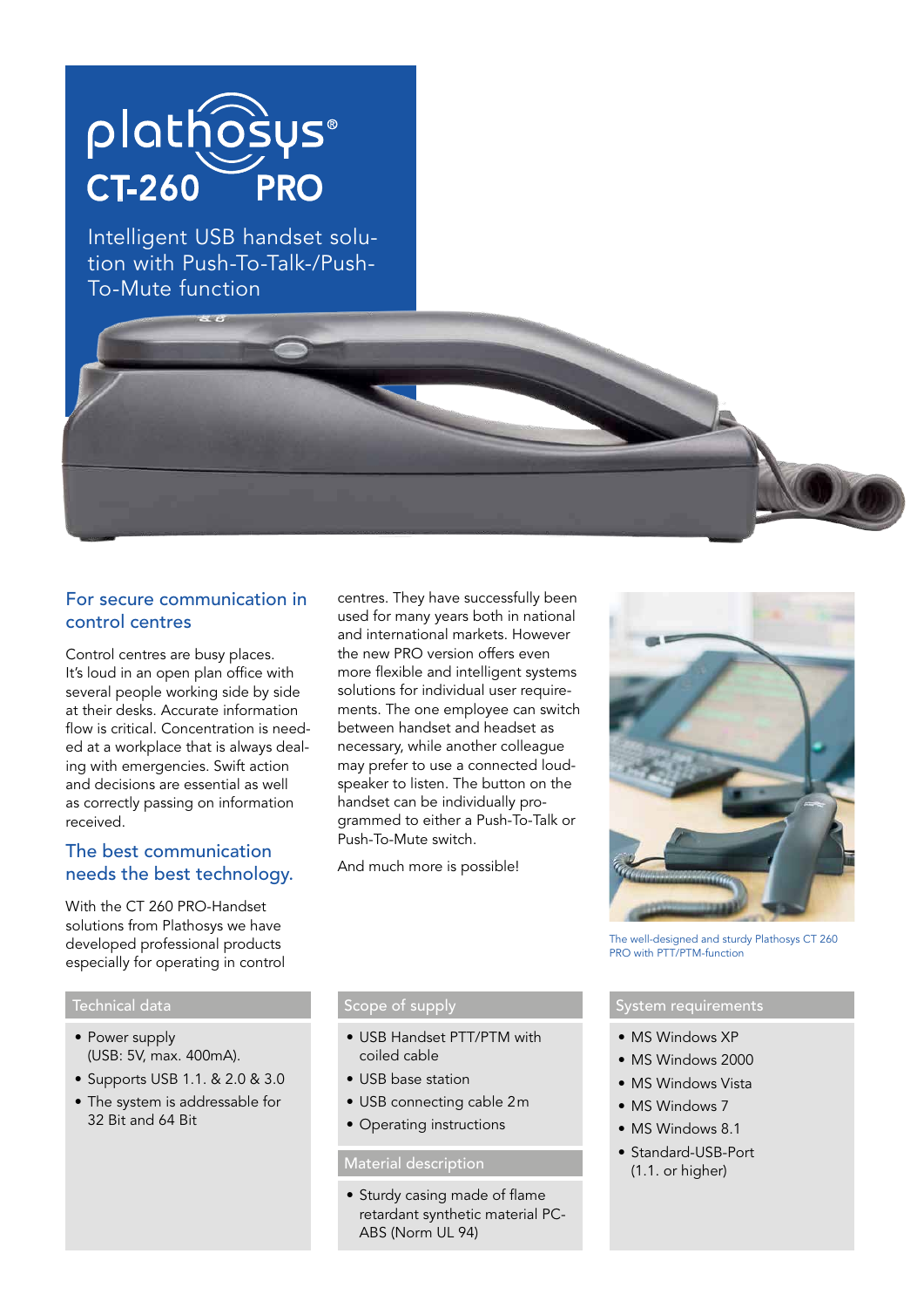# plathosys®

# CT-260 PRO

Intelligent USB handset solution with Push-To-Talk-/Push-To-Mute function

## For secure communication in control centres

Control centres are busy places. It's loud in an open plan office with several people working side by side at their desks. Accurate information flow is critical. Concentration is needed at a workplace that is always dealing with emergencies. Swift action and decisions are essential as well as correctly passing on information received.

## The best communication needs the best technology.

With the CT 260 PRO-Handset solutions from Plathosys we have developed professional products especially for operating in control centres. They have successfully been used for many years both in national and international markets. However the new PRO version offers even more flexible and intelligent systems solutions for individual user requirements. The one employee can switch between handset and headset as necessary, while another colleague may prefer to use a connected loudspeaker to listen. The button on the handset can be individually programmed to either a Push-To-Talk or Push-To-Mute switch.

And much more is possible!

The well-designed and sturdy Plathosys CT 260 PRO with PTT/PTM-function

### Technical data

- Power supply (USB: 5V, max. 400mA).
- Supports USB 1.1. & 2.0 & 3.0
- The system is addressable for 32 Bit and 64 Bit

### Scope of supply

- USB Handset PTT/PTM with coiled cable
- USB base station
- USB connecting cable 2m
- Operating instructions

### Material description

- Sturdy casing made of flame retardant synthetic material PC-ABS (Norm UL 94)

### System requirements

- MS Windows XP
- MS Windows 2000
- MS Windows Vista
- MS Windows 7
- MS Windows 8.1
- Standard-USB-Port (1.1. or higher)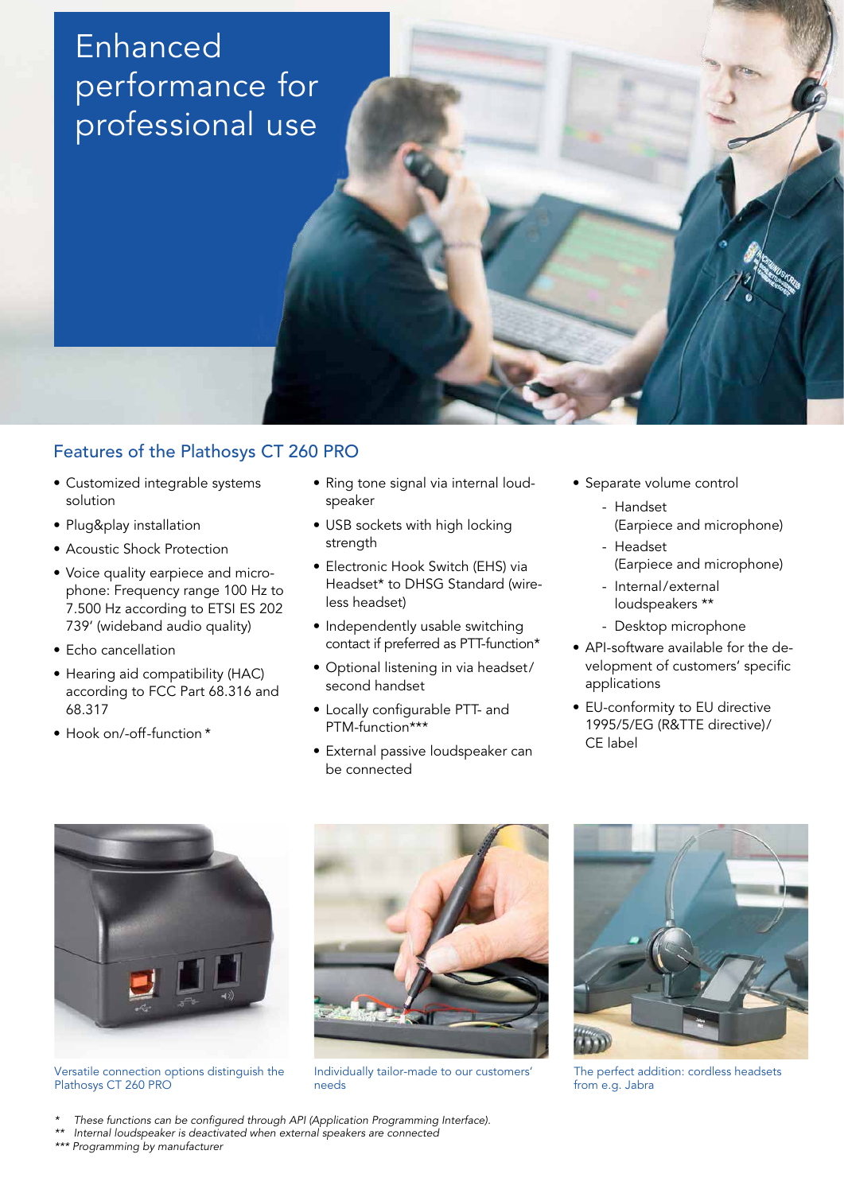# Enhanced performance for professional use

## Features of the Plathosys CT 260 PRO

- Customized integrable systems solution
- Plug&play installation
- Acoustic Shock Protection
- Voice quality earpiece and microphone: Frequency range 100 Hz to 7.500 Hz according to ETSI ES 202 739' (wideband audio quality)
- Echo cancellation
- Hearing aid compatibility (HAC) according to FCC Part 68.316 and 68.317
- Hook on/-off-function *
- Ring tone signal via internal loudspeaker
- USB sockets with high locking strength
- Electronic Hook Switch (EHS) via Headset* to DHSG Standard (wireless headset)
- Independently usable switching contact if preferred as PTT-function*
- Optional listening in via headset/ second handset
- Locally configurable PTT- and PTM-function***
- External passive loudspeaker can be connected
- Separate volume control
  - Handset (Earpiece and microphone)
  - Headset (Earpiece and microphone)
  - Internal/external loudspeakers **
  - Desktop microphone
- API-software available for the development of customers' specific applications
- EU-conformity to EU directive 1995/5/EG (R&TTE directive)/ CE label

Versatile connection options distinguish the Plathosys CT 260 PRO

Individually tailor-made to our customers' needs

The perfect addition: cordless headsets from e.g. Jabra

*These functions can be configured through API (Application Programming Interface).*
*\*\* Internal loudspeaker is deactivated when external speakers are connected*
*\*\*\* Programming by manufacturer*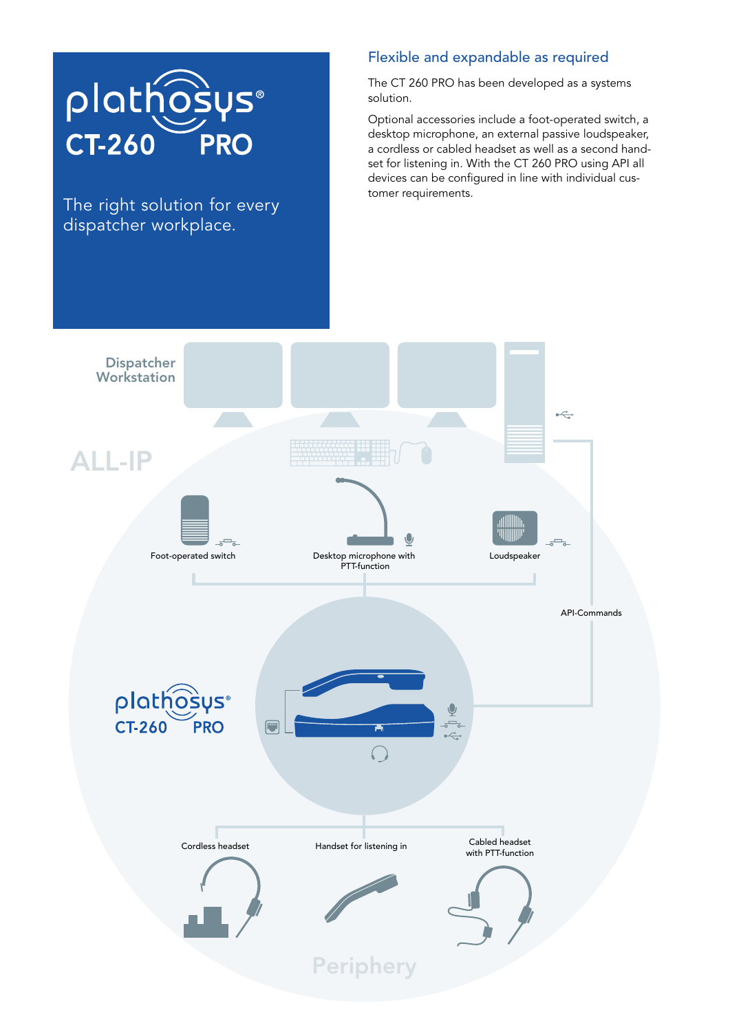# plathosys® CT-260 PRO

The right solution for every dispatcher workplace.

## Flexible and expandable as required

The CT 260 PRO has been developed as a systems solution.

Optional accessories include a foot-operated switch, a desktop microphone, an external passive loudspeaker, a cordless or cabled headset as well as a second handset for listening in. With the CT 260 PRO using API all devices can be configured in line with individual customer requirements.

Dispatcher Workstation

ALL-IP

Foot-operated switch

Desktop microphone with PTT-function

Loudspeaker

API-Commands

plathosys® CT-260 PRO

Cordless headset

Handset for listening in

Cabled headset with PTT-function

Periphery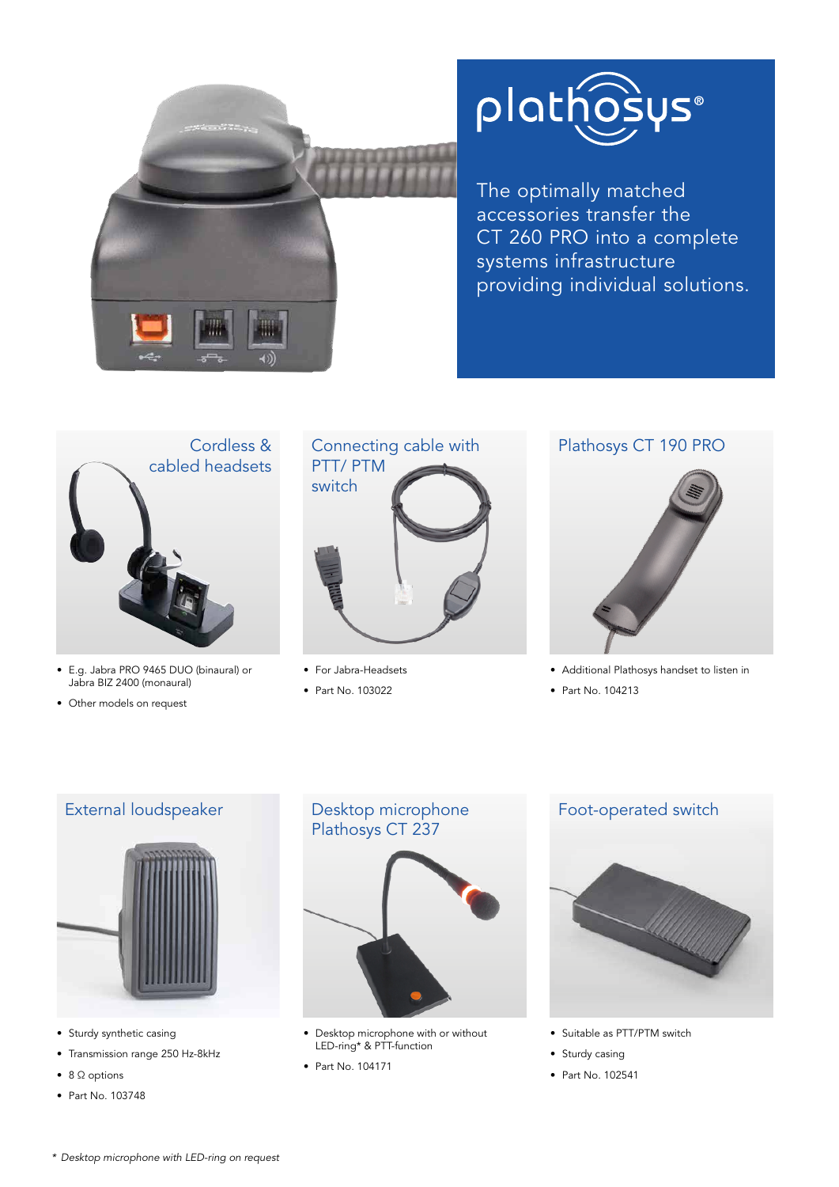plathosys®

The optimally matched accessories transfer the CT 260 PRO into a complete systems infrastructure providing individual solutions.

## Cordless & cabled headsets

- E.g. Jabra PRO 9465 DUO (binaural) or Jabra BIZ 2400 (monaural)
- Other models on request

## Connecting cable with PTT/ PTM switch

- For Jabra-Headsets
- Part No. 103022

## Plathosys CT 190 PRO

- Additional Plathosys handset to listen in
- Part No. 104213

## External loudspeaker

- Sturdy synthetic casing
- Transmission range 250 Hz-8kHz
- 8 Ω options
- Part No. 103748

## Desktop microphone Plathosys CT 237

- Desktop microphone with or without LED-ring* & PTT-function
- Part No. 104171

## Foot-operated switch

- Suitable as PTT/PTM switch
- Sturdy casing
- Part No. 102541

*\* Desktop microphone with LED-ring on request*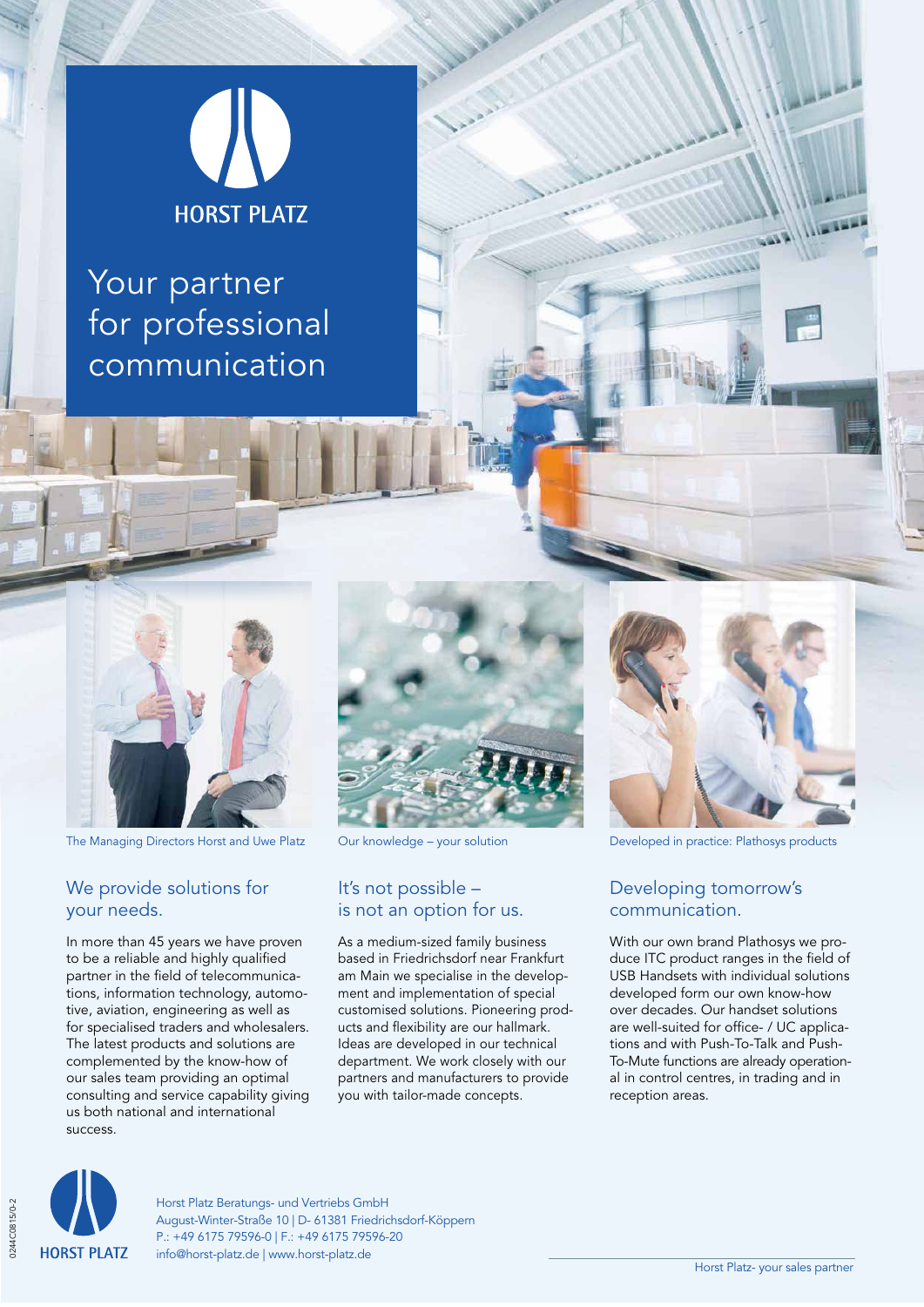HORST PLATZ

# Your partner for professional communication

The Managing Directors Horst and Uwe Platz

Our knowledge – your solution

Developed in practice: Plathosys products

## We provide solutions for your needs.

In more than 45 years we have proven to be a reliable and highly qualified partner in the field of telecommunications, information technology, automotive, aviation, engineering as well as for specialised traders and wholesalers. The latest products and solutions are complemented by the know-how of our sales team providing an optimal consulting and service capability giving us both national and international success.

## It's not possible – is not an option for us.

As a medium-sized family business based in Friedrichsdorf near Frankfurt am Main we specialise in the development and implementation of special customised solutions. Pioneering products and flexibility are our hallmark. Ideas are developed in our technical department. We work closely with our partners and manufacturers to provide you with tailor-made concepts.

## Developing tomorrow's communication.

With our own brand Plathosys we produce ITC product ranges in the field of USB Handsets with individual solutions developed form our own know-how over decades. Our handset solutions are well-suited for office- / UC applications and with Push-To-Talk and Push-To-Mute functions are already operational in control centres, in trading and in reception areas.

0244C0815/0-2

HORST PLATZ

Horst Platz Beratungs- und Vertriebs GmbH
August-Winter-Straße 10 | D- 61381 Friedrichsdorf-Köppern
P.: +49 6175 79596-0 | F.: +49 6175 79596-20
info@horst-platz.de | www.horst-platz.de

Horst Platz- your sales partner